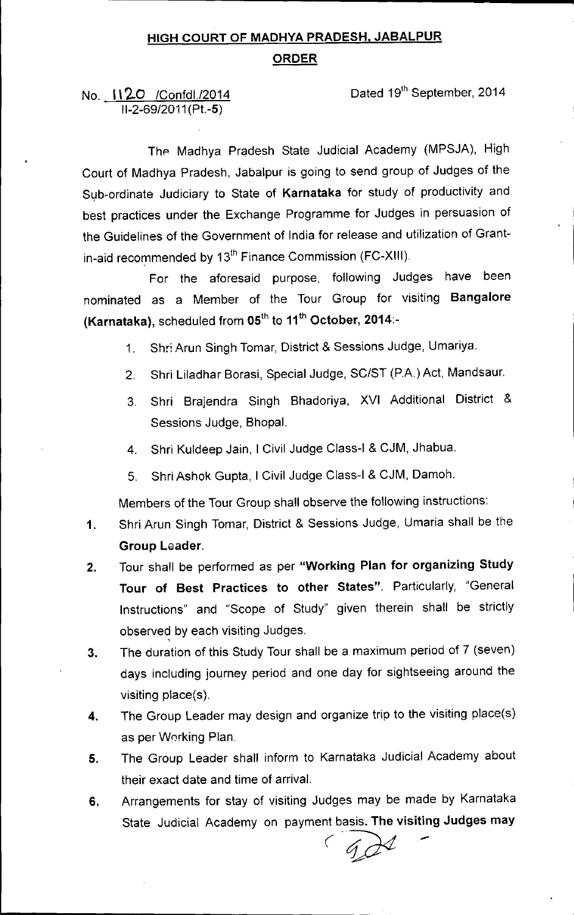# HIGH COURT OF MADHYA PRADESH, JABALPUR

## ORDER

No. 1120 /Confdl./2014
II-2-69/2011(Pt.-5)

Dated 19th September, 2014

The Madhya Pradesh State Judicial Academy (MPSJA), High Court of Madhya Pradesh, Jabalpur is going to send group of Judges of the Sub-ordinate Judiciary to State of **Karnataka** for study of productivity and best practices under the Exchange Programme for Judges in persuasion of the Guidelines of the Government of India for release and utilization of Grant-in-aid recommended by 13th Finance Commission (FC-XIII).

For the aforesaid purpose, following Judges have been nominated as a Member of the Tour Group for visiting **Bangalore (Karnataka)**, scheduled from **05th to 11th October, 2014**:-

1. Shri Arun Singh Tomar, District & Sessions Judge, Umariya.
2. Shri Liladhar Borasi, Special Judge, SC/ST (P.A.) Act, Mandsaur.
3. Shri Brajendra Singh Bhadoriya, XVI Additional District & Sessions Judge, Bhopal.
4. Shri Kuldeep Jain, I Civil Judge Class-I & CJM, Jhabua.
5. Shri Ashok Gupta, I Civil Judge Class-I & CJM, Damoh.

Members of the Tour Group shall observe the following instructions:

1. Shri Arun Singh Tomar, District & Sessions Judge, Umaria shall be the **Group Leader**.
2. Tour shall be performed as per **"Working Plan for organizing Study Tour of Best Practices to other States"**. Particularly, "General Instructions" and "Scope of Study" given therein shall be strictly observed by each visiting Judges.
3. The duration of this Study Tour shall be a maximum period of 7 (seven) days including journey period and one day for sightseeing around the visiting place(s).
4. The Group Leader may design and organize trip to the visiting place(s) as per Working Plan.
5. The Group Leader shall inform to Karnataka Judicial Academy about their exact date and time of arrival.
6. Arrangements for stay of visiting Judges may be made by Karnataka State Judicial Academy on payment basis. **The visiting Judges may**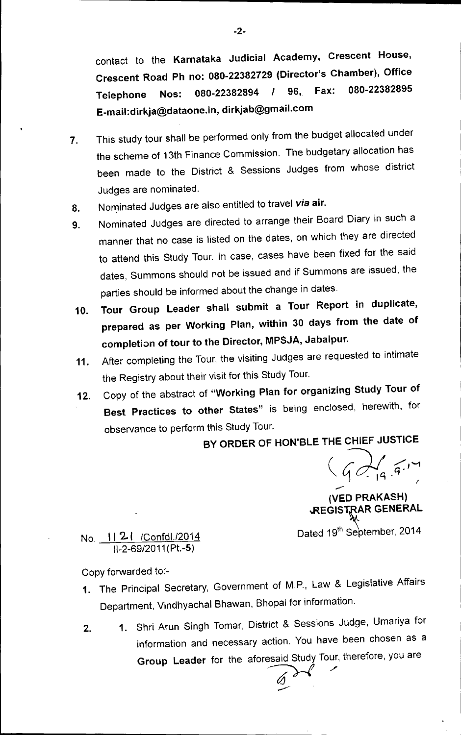contact to the **Karnataka Judicial Academy, Crescent House, Crescent Road Ph no: 080-22382729 (Director's Chamber), Office Telephone Nos: 080-22382894 / 96, Fax: 080-22382895 E-mail:dirkja@dataone.in, dirkjab@gmail.com**

7. This study tour shall be performed only from the budget allocated under the scheme of 13th Finance Commission. The budgetary allocation has been made to the District & Sessions Judges from whose district Judges are nominated.
8. Nominated Judges are also entitled to travel *via* **air.**
9. Nominated Judges are directed to arrange their Board Diary in such a manner that no case is listed on the dates, on which they are directed to attend this Study Tour. In case, cases have been fixed for the said dates, Summons should not be issued and if Summons are issued, the parties should be informed about the change in dates.
10. **Tour Group Leader shall submit a Tour Report in duplicate, prepared as per Working Plan, within 30 days from the date of completion of tour to the Director, MPSJA, Jabalpur.**
11. After completing the Tour, the visiting Judges are requested to intimate the Registry about their visit for this Study Tour.
12. Copy of the abstract of **"Working Plan for organizing Study Tour of Best Practices to other States"** is being enclosed, herewith, for observance to perform this Study Tour.

**BY ORDER OF HON'BLE THE CHIEF JUSTICE**

**(VED PRAKASH)**
**REGISTRAR GENERAL**

No. 1121 /Confdl./2014
II-2-69/2011(Pt.-5)

Dated 19th September, 2014

Copy forwarded to:-

1. The Principal Secretary, Government of M.P., Law & Legislative Affairs Department, Vindhyachal Bhawan, Bhopal for information.
2. 1. Shri Arun Singh Tomar, District & Sessions Judge, Umariya for information and necessary action. You have been chosen as a **Group Leader** for the aforesaid Study Tour, therefore, you are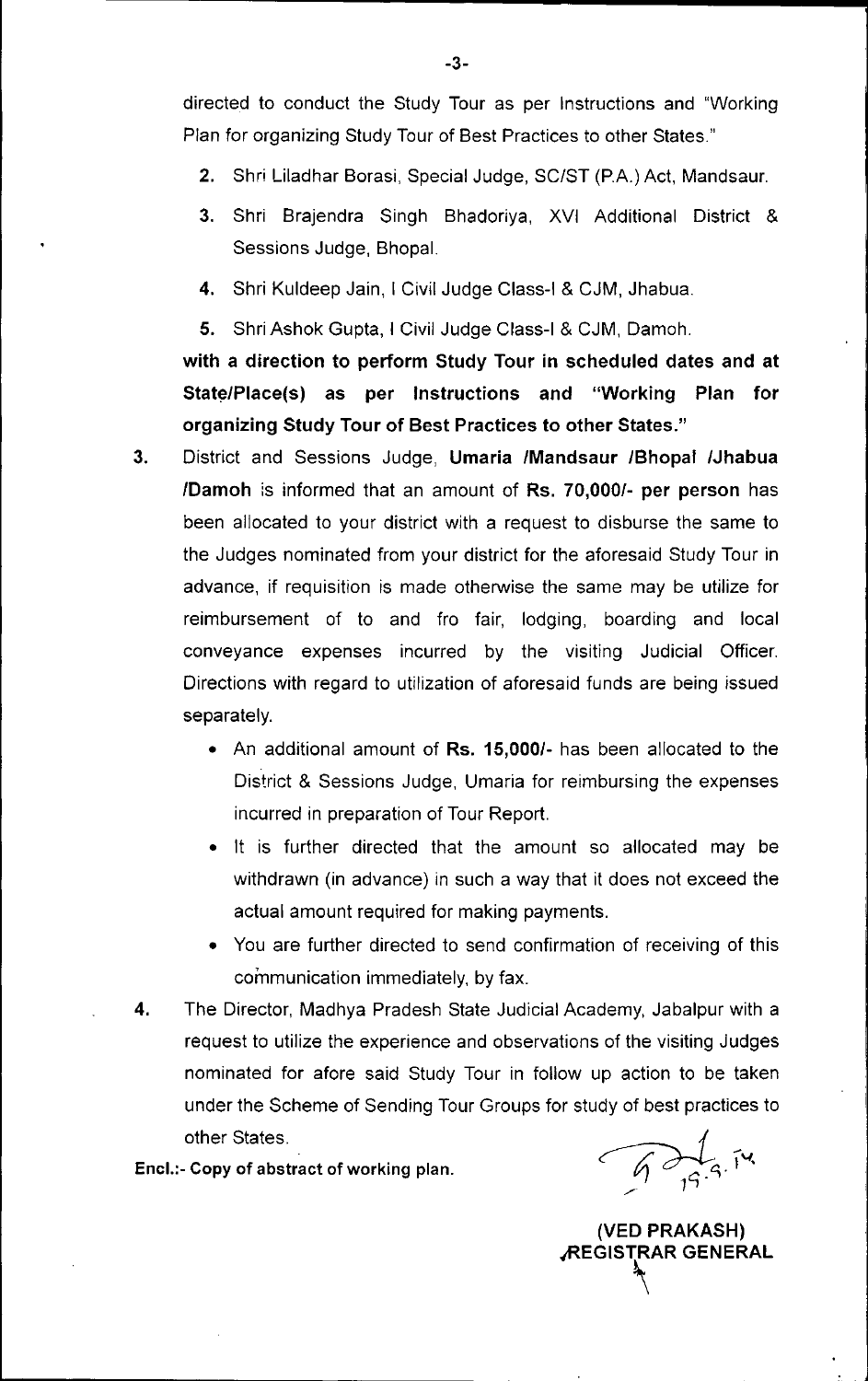directed to conduct the Study Tour as per Instructions and "Working Plan for organizing Study Tour of Best Practices to other States."

2. Shri Liladhar Borasi, Special Judge, SC/ST (P.A.) Act, Mandsaur.
3. Shri Brajendra Singh Bhadoriya, XVI Additional District & Sessions Judge, Bhopal.
4. Shri Kuldeep Jain, I Civil Judge Class-I & CJM, Jhabua.
5. Shri Ashok Gupta, I Civil Judge Class-I & CJM, Damoh.

**with a direction to perform Study Tour in scheduled dates and at State/Place(s) as per Instructions and "Working Plan for organizing Study Tour of Best Practices to other States."**

3. District and Sessions Judge, **Umaria /Mandsaur /Bhopal /Jhabua /Damoh** is informed that an amount of **Rs. 70,000/- per person** has been allocated to your district with a request to disburse the same to the Judges nominated from your district for the aforesaid Study Tour in advance, if requisition is made otherwise the same may be utilize for reimbursement of to and fro fair, lodging, boarding and local conveyance expenses incurred by the visiting Judicial Officer. Directions with regard to utilization of aforesaid funds are being issued separately.
   - An additional amount of **Rs. 15,000/-** has been allocated to the District & Sessions Judge, Umaria for reimbursing the expenses incurred in preparation of Tour Report.
   - It is further directed that the amount so allocated may be withdrawn (in advance) in such a way that it does not exceed the actual amount required for making payments.
   - You are further directed to send confirmation of receiving of this communication immediately, by fax.
4. The Director, Madhya Pradesh State Judicial Academy, Jabalpur with a request to utilize the experience and observations of the visiting Judges nominated for afore said Study Tour in follow up action to be taken under the Scheme of Sending Tour Groups for study of best practices to other States.

**Encl.:- Copy of abstract of working plan.**

19.9.14

**(VED PRAKASH)**
**REGISTRAR GENERAL**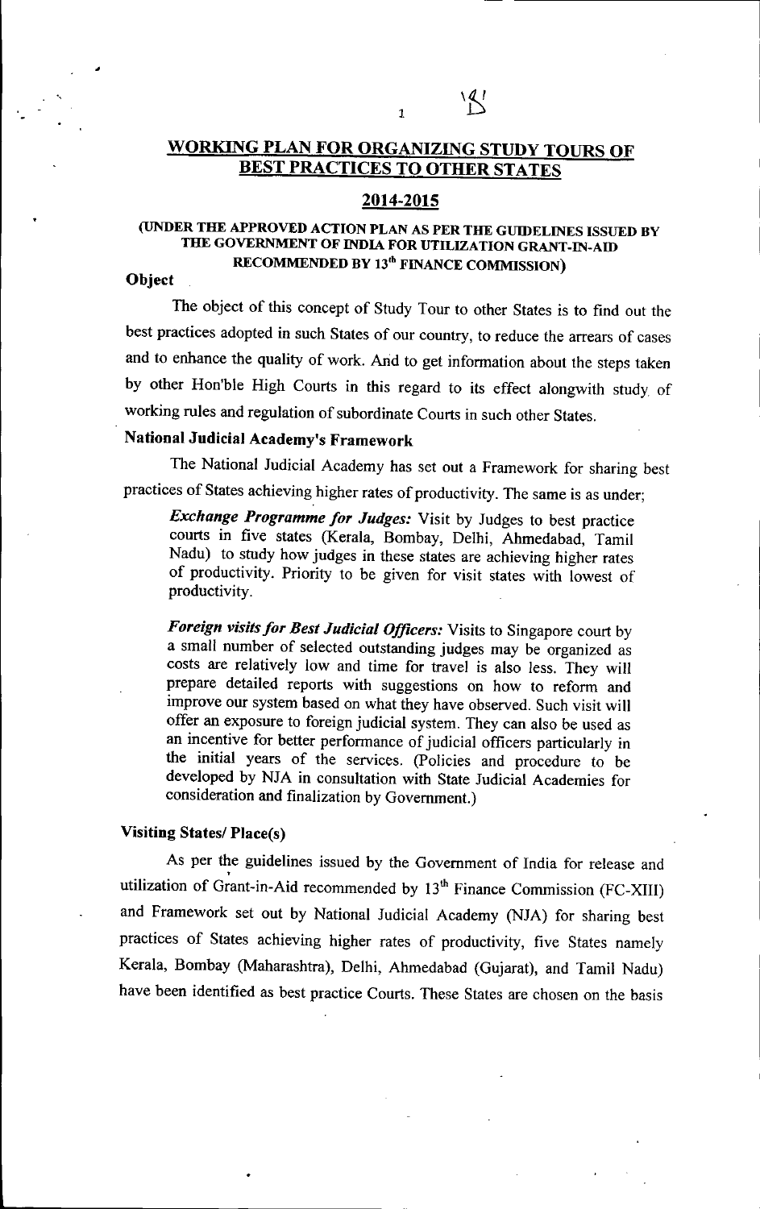# WORKING PLAN FOR ORGANIZING STUDY TOURS OF BEST PRACTICES TO OTHER STATES

## 2014-2015

**(UNDER THE APPROVED ACTION PLAN AS PER THE GUIDELINES ISSUED BY THE GOVERNMENT OF INDIA FOR UTILIZATION GRANT-IN-AID RECOMMENDED BY 13th FINANCE COMMISSION)**

**Object**

The object of this concept of Study Tour to other States is to find out the best practices adopted in such States of our country, to reduce the arrears of cases and to enhance the quality of work. And to get information about the steps taken by other Hon'ble High Courts in this regard to its effect alongwith study of working rules and regulation of subordinate Courts in such other States.

**National Judicial Academy's Framework**

The National Judicial Academy has set out a Framework for sharing best practices of States achieving higher rates of productivity. The same is as under;

> ***Exchange Programme for Judges:*** Visit by Judges to best practice courts in five states (Kerala, Bombay, Delhi, Ahmedabad, Tamil Nadu) to study how judges in these states are achieving higher rates of productivity. Priority to be given for visit states with lowest of productivity.
>
> ***Foreign visits for Best Judicial Officers:*** Visits to Singapore court by a small number of selected outstanding judges may be organized as costs are relatively low and time for travel is also less. They will prepare detailed reports with suggestions on how to reform and improve our system based on what they have observed. Such visit will offer an exposure to foreign judicial system. They can also be used as an incentive for better performance of judicial officers particularly in the initial years of the services. (Policies and procedure to be developed by NJA in consultation with State Judicial Academies for consideration and finalization by Government.)

**Visiting States/ Place(s)**

As per the guidelines issued by the Government of India for release and utilization of Grant-in-Aid recommended by 13th Finance Commission (FC-XIII) and Framework set out by National Judicial Academy (NJA) for sharing best practices of States achieving higher rates of productivity, five States namely Kerala, Bombay (Maharashtra), Delhi, Ahmedabad (Gujarat), and Tamil Nadu) have been identified as best practice Courts. These States are chosen on the basis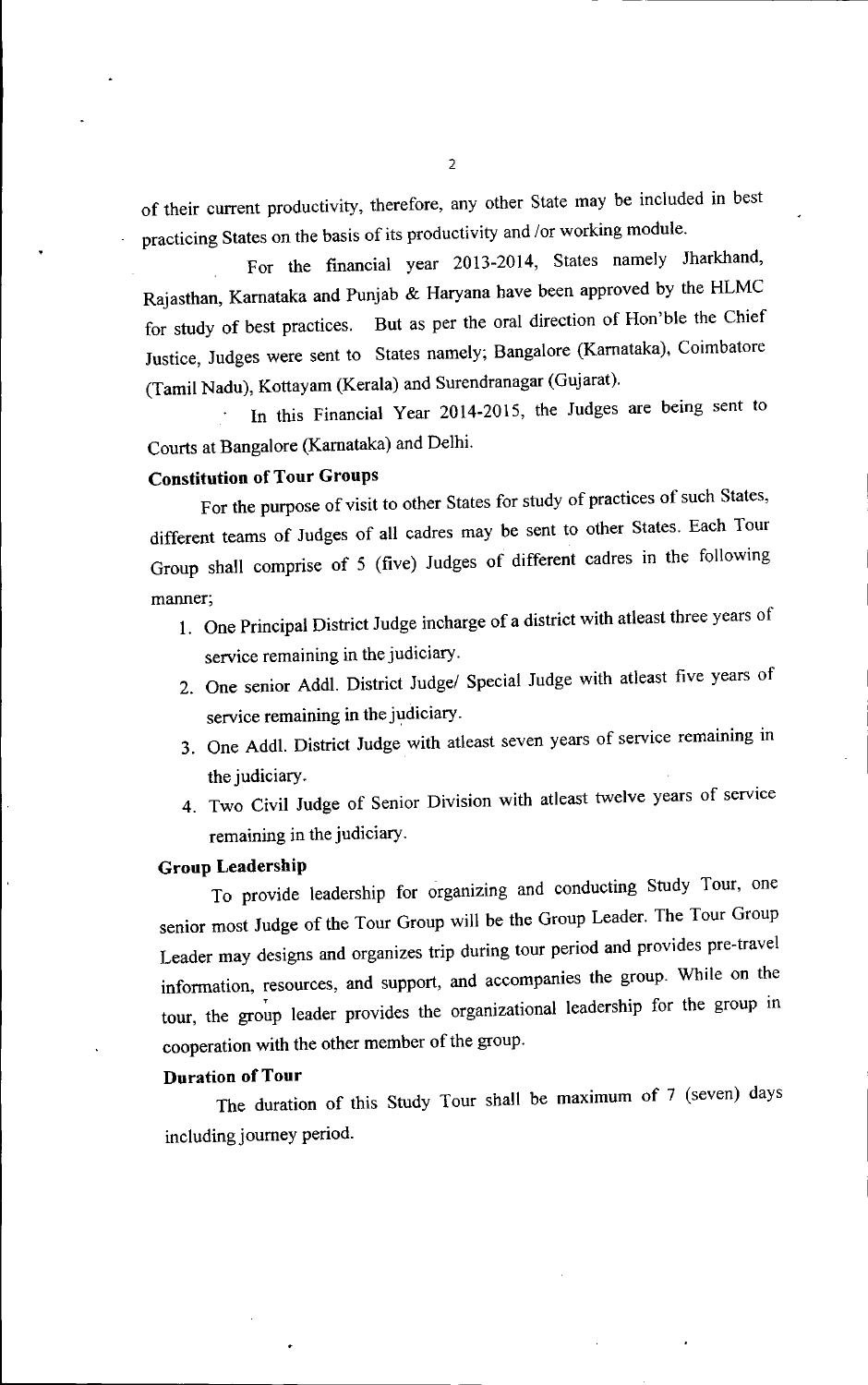of their current productivity, therefore, any other State may be included in best practicing States on the basis of its productivity and /or working module.

For the financial year 2013-2014, States namely Jharkhand, Rajasthan, Karnataka and Punjab & Haryana have been approved by the HLMC for study of best practices. But as per the oral direction of Hon'ble the Chief Justice, Judges were sent to States namely; Bangalore (Karnataka), Coimbatore (Tamil Nadu), Kottayam (Kerala) and Surendranagar (Gujarat).

In this Financial Year 2014-2015, the Judges are being sent to Courts at Bangalore (Karnataka) and Delhi.

**Constitution of Tour Groups**

For the purpose of visit to other States for study of practices of such States, different teams of Judges of all cadres may be sent to other States. Each Tour Group shall comprise of 5 (five) Judges of different cadres in the following manner;

1. One Principal District Judge incharge of a district with atleast three years of service remaining in the judiciary.
2. One senior Addl. District Judge/ Special Judge with atleast five years of service remaining in the judiciary.
3. One Addl. District Judge with atleast seven years of service remaining in the judiciary.
4. Two Civil Judge of Senior Division with atleast twelve years of service remaining in the judiciary.

**Group Leadership**

To provide leadership for organizing and conducting Study Tour, one senior most Judge of the Tour Group will be the Group Leader. The Tour Group Leader may designs and organizes trip during tour period and provides pre-travel information, resources, and support, and accompanies the group. While on the tour, the group leader provides the organizational leadership for the group in cooperation with the other member of the group.

**Duration of Tour**

The duration of this Study Tour shall be maximum of 7 (seven) days including journey period.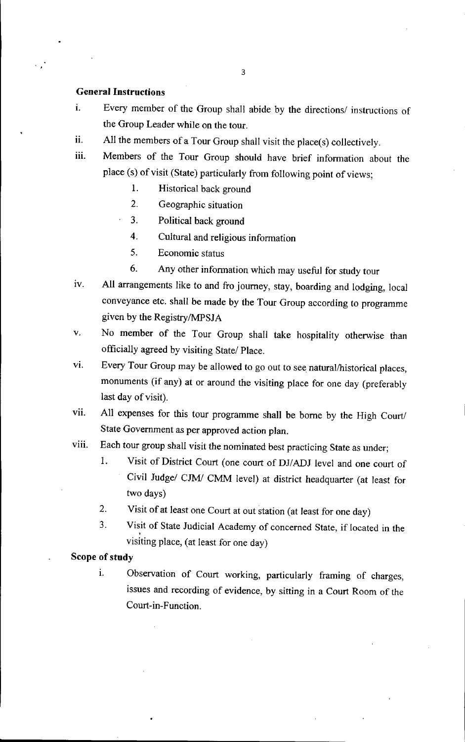**General Instructions**

i. Every member of the Group shall abide by the directions/ instructions of the Group Leader while on the tour.

ii. All the members of a Tour Group shall visit the place(s) collectively.

iii. Members of the Tour Group should have brief information about the place (s) of visit (State) particularly from following point of views;

   1. Historical back ground
   2. Geographic situation
   3. Political back ground
   4. Cultural and religious information
   5. Economic status
   6. Any other information which may useful for study tour

iv. All arrangements like to and fro journey, stay, boarding and lodging, local conveyance etc. shall be made by the Tour Group according to programme given by the Registry/MPSJA

v. No member of the Tour Group shall take hospitality otherwise than officially agreed by visiting State/ Place.

vi. Every Tour Group may be allowed to go out to see natural/historical places, monuments (if any) at or around the visiting place for one day (preferably last day of visit).

vii. All expenses for this tour programme shall be borne by the High Court/ State Government as per approved action plan.

viii. Each tour group shall visit the nominated best practicing State as under;

   1. Visit of District Court (one court of DJ/ADJ level and one court of Civil Judge/ CJM/ CMM level) at district headquarter (at least for two days)
   2. Visit of at least one Court at out station (at least for one day)
   3. Visit of State Judicial Academy of concerned State, if located in the visiting place, (at least for one day)

**Scope of study**

i. Observation of Court working, particularly framing of charges, issues and recording of evidence, by sitting in a Court Room of the Court-in-Function.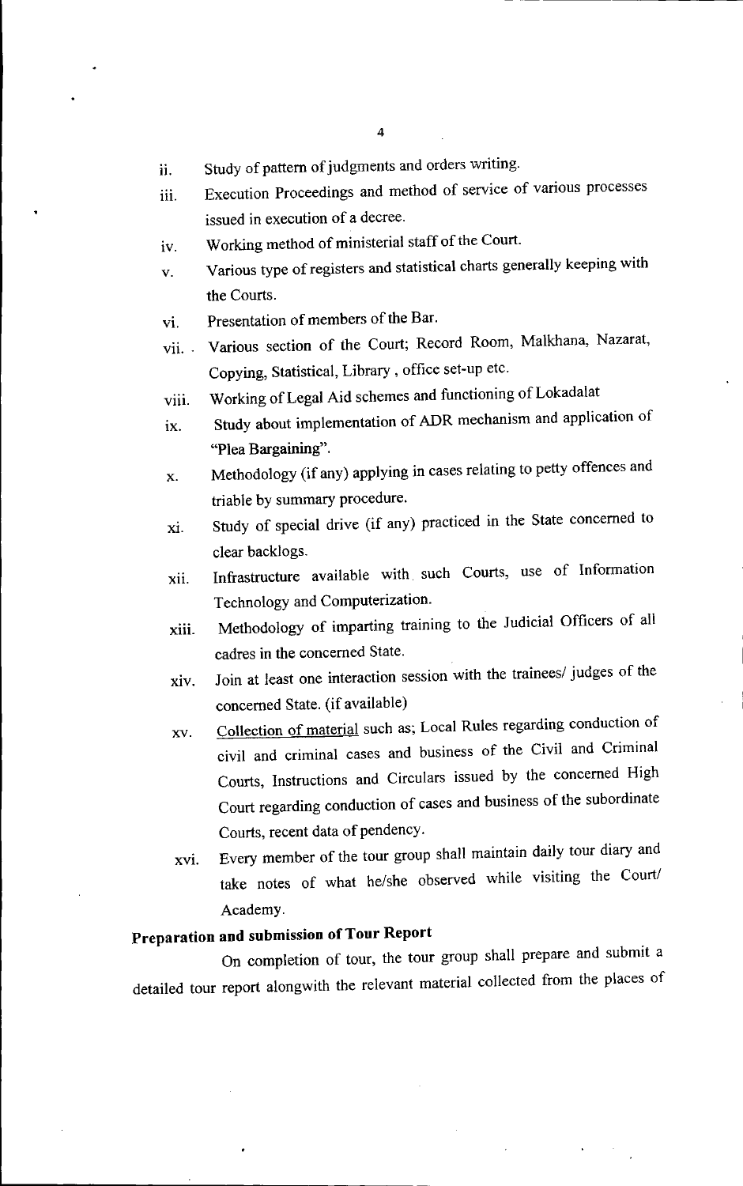ii. Study of pattern of judgments and orders writing.

iii. Execution Proceedings and method of service of various processes issued in execution of a decree.

iv. Working method of ministerial staff of the Court.

v. Various type of registers and statistical charts generally keeping with the Courts.

vi. Presentation of members of the Bar.

vii. Various section of the Court; Record Room, Malkhana, Nazarat, Copying, Statistical, Library , office set-up etc.

viii. Working of Legal Aid schemes and functioning of Lokadalat

ix. Study about implementation of ADR mechanism and application of "Plea Bargaining".

x. Methodology (if any) applying in cases relating to petty offences and triable by summary procedure.

xi. Study of special drive (if any) practiced in the State concerned to clear backlogs.

xii. Infrastructure available with such Courts, use of Information Technology and Computerization.

xiii. Methodology of imparting training to the Judicial Officers of all cadres in the concerned State.

xiv. Join at least one interaction session with the trainees/ judges of the concerned State. (if available)

xv. Collection of material such as; Local Rules regarding conduction of civil and criminal cases and business of the Civil and Criminal Courts, Instructions and Circulars issued by the concerned High Court regarding conduction of cases and business of the subordinate Courts, recent data of pendency.

xvi. Every member of the tour group shall maintain daily tour diary and take notes of what he/she observed while visiting the Court/ Academy.

**Preparation and submission of Tour Report**

On completion of tour, the tour group shall prepare and submit a detailed tour report alongwith the relevant material collected from the places of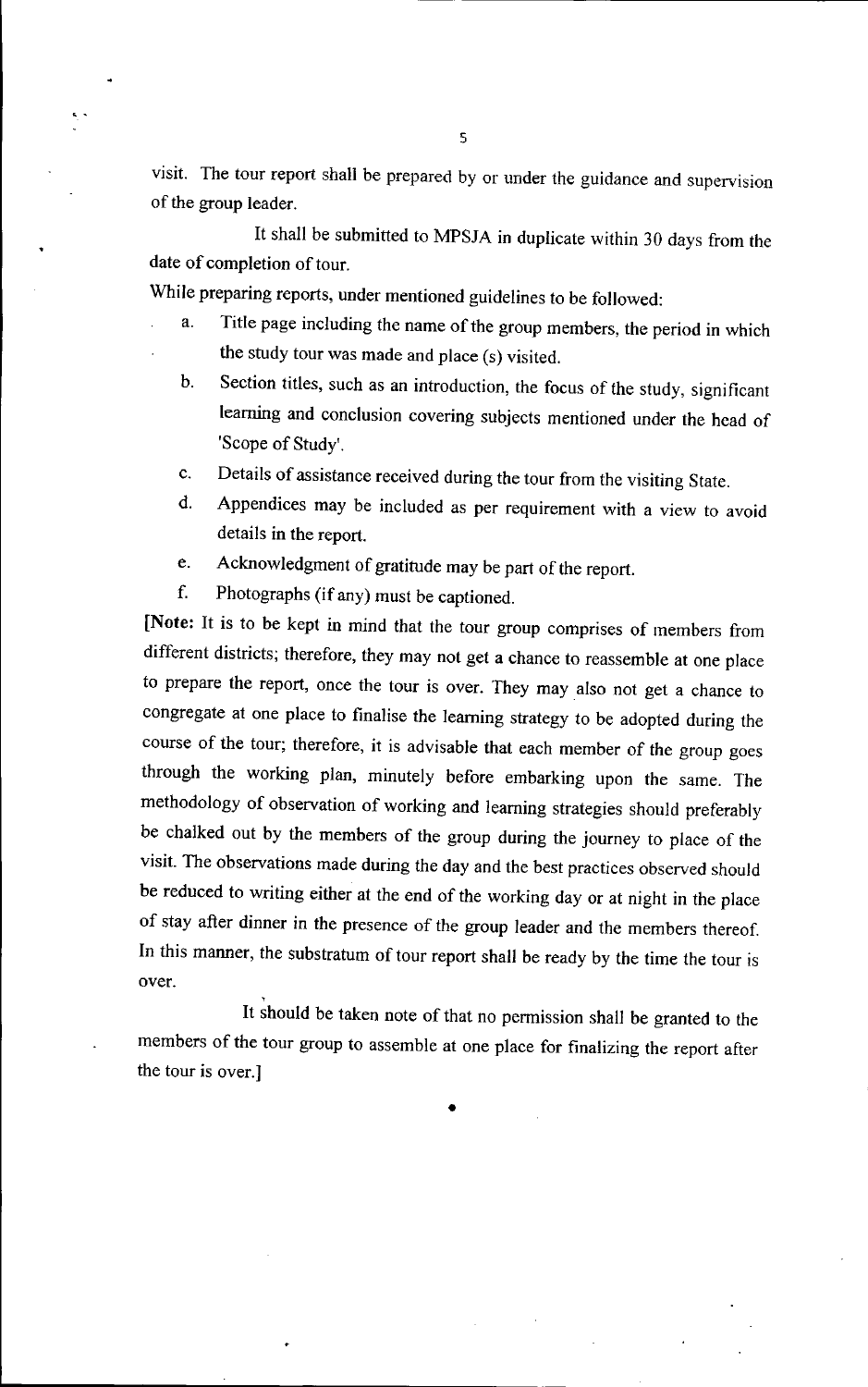visit. The tour report shall be prepared by or under the guidance and supervision of the group leader.

It shall be submitted to MPSJA in duplicate within 30 days from the date of completion of tour.

While preparing reports, under mentioned guidelines to be followed:

a. Title page including the name of the group members, the period in which the study tour was made and place (s) visited.
b. Section titles, such as an introduction, the focus of the study, significant learning and conclusion covering subjects mentioned under the head of 'Scope of Study'.
c. Details of assistance received during the tour from the visiting State.
d. Appendices may be included as per requirement with a view to avoid details in the report.
e. Acknowledgment of gratitude may be part of the report.
f. Photographs (if any) must be captioned.

[**Note:** It is to be kept in mind that the tour group comprises of members from different districts; therefore, they may not get a chance to reassemble at one place to prepare the report, once the tour is over. They may also not get a chance to congregate at one place to finalise the learning strategy to be adopted during the course of the tour; therefore, it is advisable that each member of the group goes through the working plan, minutely before embarking upon the same. The methodology of observation of working and learning strategies should preferably be chalked out by the members of the group during the journey to place of the visit. The observations made during the day and the best practices observed should be reduced to writing either at the end of the working day or at night in the place of stay after dinner in the presence of the group leader and the members thereof. In this manner, the substratum of tour report shall be ready by the time the tour is over.

It should be taken note of that no permission shall be granted to the members of the tour group to assemble at one place for finalizing the report after the tour is over.]